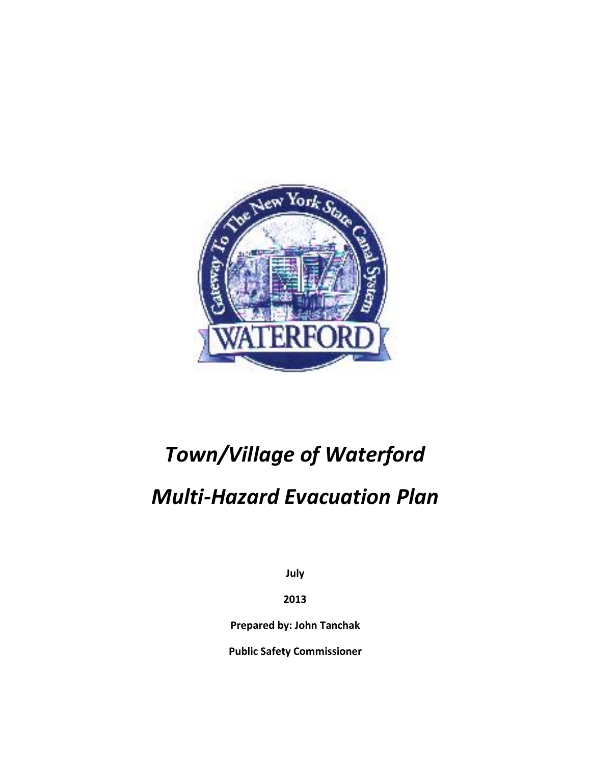# *Town/Village of Waterford*

# *Multi-Hazard Evacuation Plan*

**July**

**2013**

**Prepared by: John Tanchak**

**Public Safety Commissioner**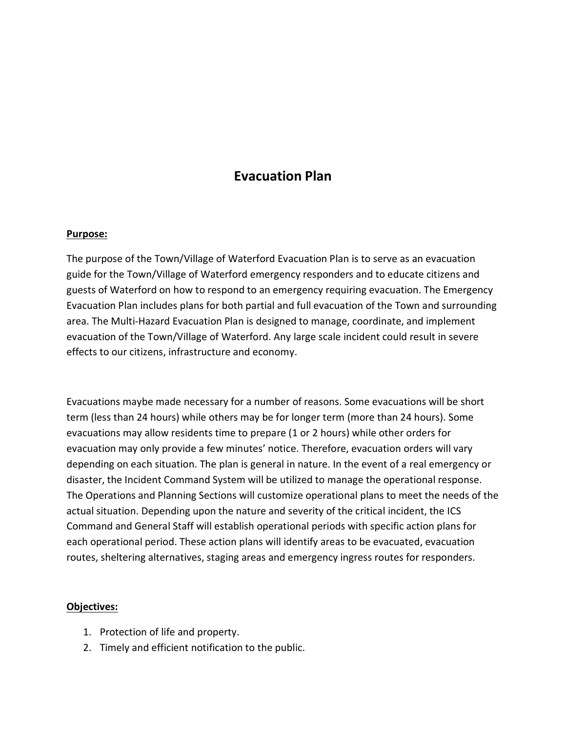# Evacuation Plan

**Purpose:**

The purpose of the Town/Village of Waterford Evacuation Plan is to serve as an evacuation guide for the Town/Village of Waterford emergency responders and to educate citizens and guests of Waterford on how to respond to an emergency requiring evacuation. The Emergency Evacuation Plan includes plans for both partial and full evacuation of the Town and surrounding area. The Multi-Hazard Evacuation Plan is designed to manage, coordinate, and implement evacuation of the Town/Village of Waterford. Any large scale incident could result in severe effects to our citizens, infrastructure and economy.

Evacuations maybe made necessary for a number of reasons. Some evacuations will be short term (less than 24 hours) while others may be for longer term (more than 24 hours). Some evacuations may allow residents time to prepare (1 or 2 hours) while other orders for evacuation may only provide a few minutes' notice. Therefore, evacuation orders will vary depending on each situation. The plan is general in nature. In the event of a real emergency or disaster, the Incident Command System will be utilized to manage the operational response. The Operations and Planning Sections will customize operational plans to meet the needs of the actual situation. Depending upon the nature and severity of the critical incident, the ICS Command and General Staff will establish operational periods with specific action plans for each operational period. These action plans will identify areas to be evacuated, evacuation routes, sheltering alternatives, staging areas and emergency ingress routes for responders.

**Objectives:**

1. Protection of life and property.
2. Timely and efficient notification to the public.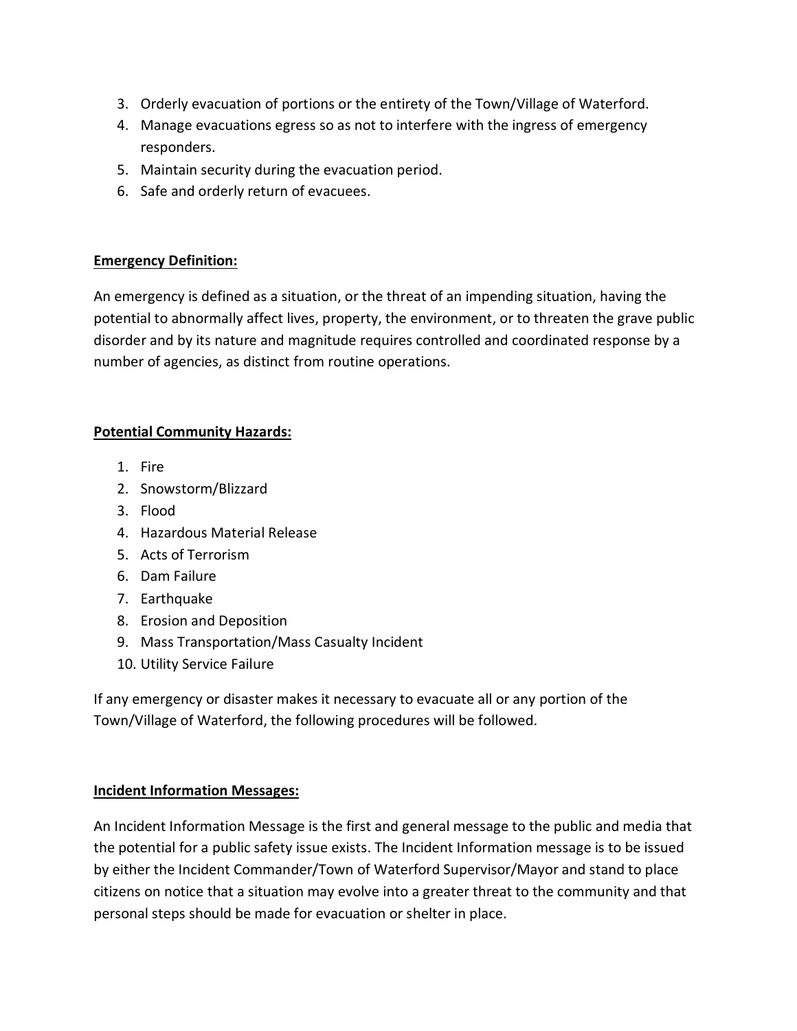3. Orderly evacuation of portions or the entirety of the Town/Village of Waterford.
4. Manage evacuations egress so as not to interfere with the ingress of emergency responders.
5. Maintain security during the evacuation period.
6. Safe and orderly return of evacuees.

**Emergency Definition:**

An emergency is defined as a situation, or the threat of an impending situation, having the potential to abnormally affect lives, property, the environment, or to threaten the grave public disorder and by its nature and magnitude requires controlled and coordinated response by a number of agencies, as distinct from routine operations.

**Potential Community Hazards:**

1. Fire
2. Snowstorm/Blizzard
3. Flood
4. Hazardous Material Release
5. Acts of Terrorism
6. Dam Failure
7. Earthquake
8. Erosion and Deposition
9. Mass Transportation/Mass Casualty Incident
10. Utility Service Failure

If any emergency or disaster makes it necessary to evacuate all or any portion of the Town/Village of Waterford, the following procedures will be followed.

**Incident Information Messages:**

An Incident Information Message is the first and general message to the public and media that the potential for a public safety issue exists. The Incident Information message is to be issued by either the Incident Commander/Town of Waterford Supervisor/Mayor and stand to place citizens on notice that a situation may evolve into a greater threat to the community and that personal steps should be made for evacuation or shelter in place.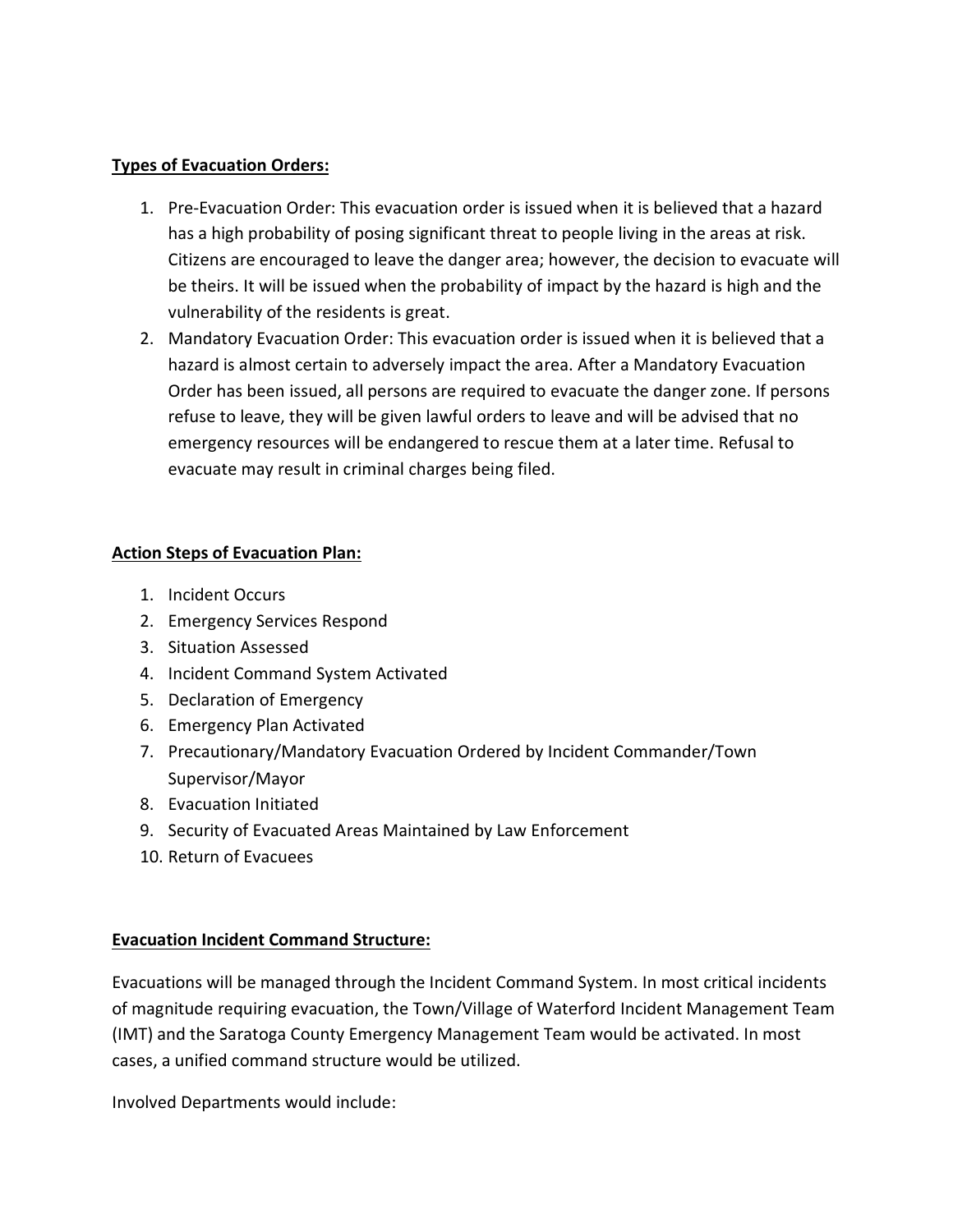**Types of Evacuation Orders:**

1. Pre-Evacuation Order: This evacuation order is issued when it is believed that a hazard has a high probability of posing significant threat to people living in the areas at risk. Citizens are encouraged to leave the danger area; however, the decision to evacuate will be theirs. It will be issued when the probability of impact by the hazard is high and the vulnerability of the residents is great.
2. Mandatory Evacuation Order: This evacuation order is issued when it is believed that a hazard is almost certain to adversely impact the area. After a Mandatory Evacuation Order has been issued, all persons are required to evacuate the danger zone. If persons refuse to leave, they will be given lawful orders to leave and will be advised that no emergency resources will be endangered to rescue them at a later time. Refusal to evacuate may result in criminal charges being filed.

**Action Steps of Evacuation Plan:**

1. Incident Occurs
2. Emergency Services Respond
3. Situation Assessed
4. Incident Command System Activated
5. Declaration of Emergency
6. Emergency Plan Activated
7. Precautionary/Mandatory Evacuation Ordered by Incident Commander/Town Supervisor/Mayor
8. Evacuation Initiated
9. Security of Evacuated Areas Maintained by Law Enforcement
10. Return of Evacuees

**Evacuation Incident Command Structure:**

Evacuations will be managed through the Incident Command System. In most critical incidents of magnitude requiring evacuation, the Town/Village of Waterford Incident Management Team (IMT) and the Saratoga County Emergency Management Team would be activated. In most cases, a unified command structure would be utilized.

Involved Departments would include: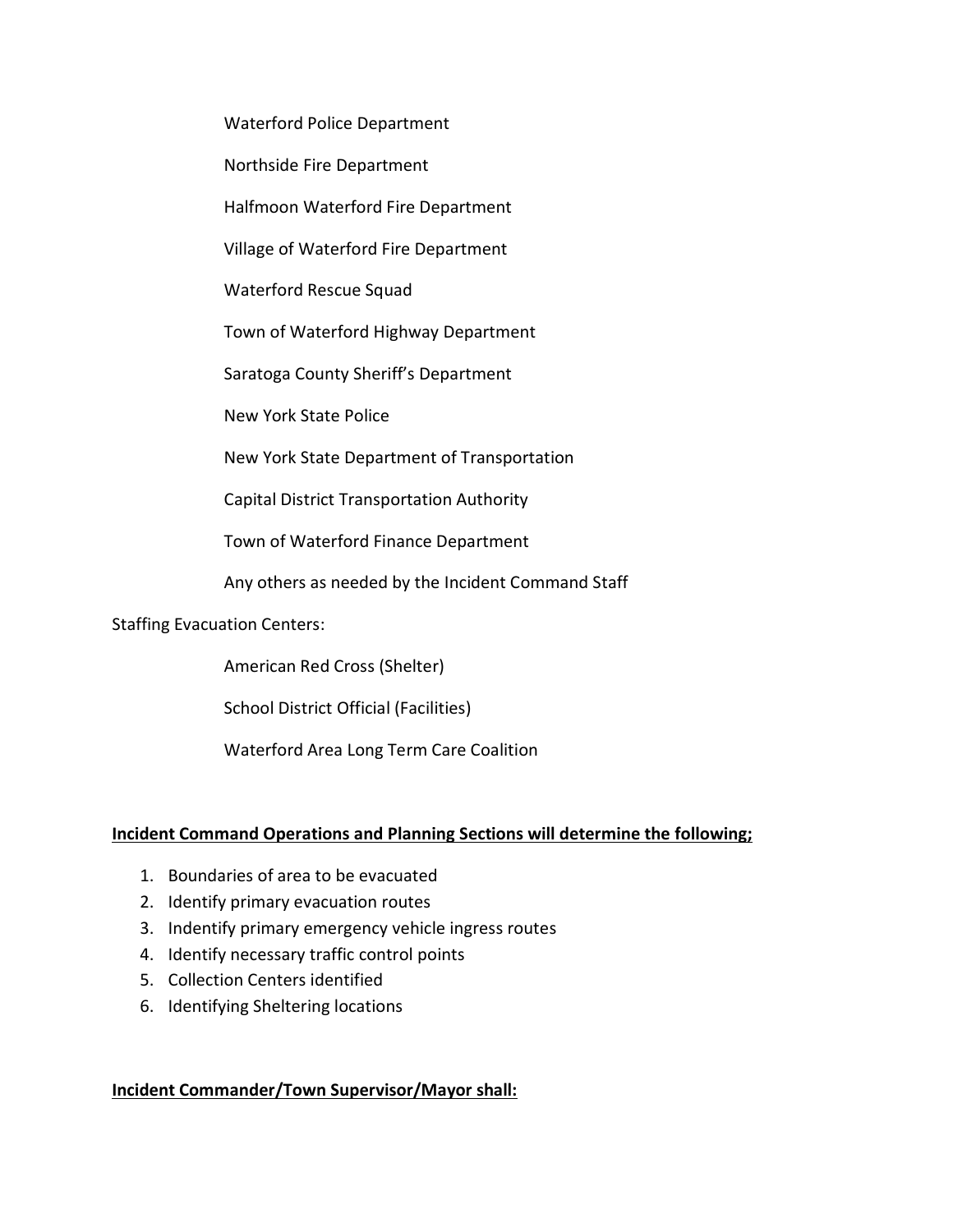Waterford Police Department

Northside Fire Department

Halfmoon Waterford Fire Department

Village of Waterford Fire Department

Waterford Rescue Squad

Town of Waterford Highway Department

Saratoga County Sheriff's Department

New York State Police

New York State Department of Transportation

Capital District Transportation Authority

Town of Waterford Finance Department

Any others as needed by the Incident Command Staff

Staffing Evacuation Centers:

American Red Cross (Shelter)

School District Official (Facilities)

Waterford Area Long Term Care Coalition

**Incident Command Operations and Planning Sections will determine the following;**

1. Boundaries of area to be evacuated
2. Identify primary evacuation routes
3. Indentify primary emergency vehicle ingress routes
4. Identify necessary traffic control points
5. Collection Centers identified
6. Identifying Sheltering locations

**Incident Commander/Town Supervisor/Mayor shall:**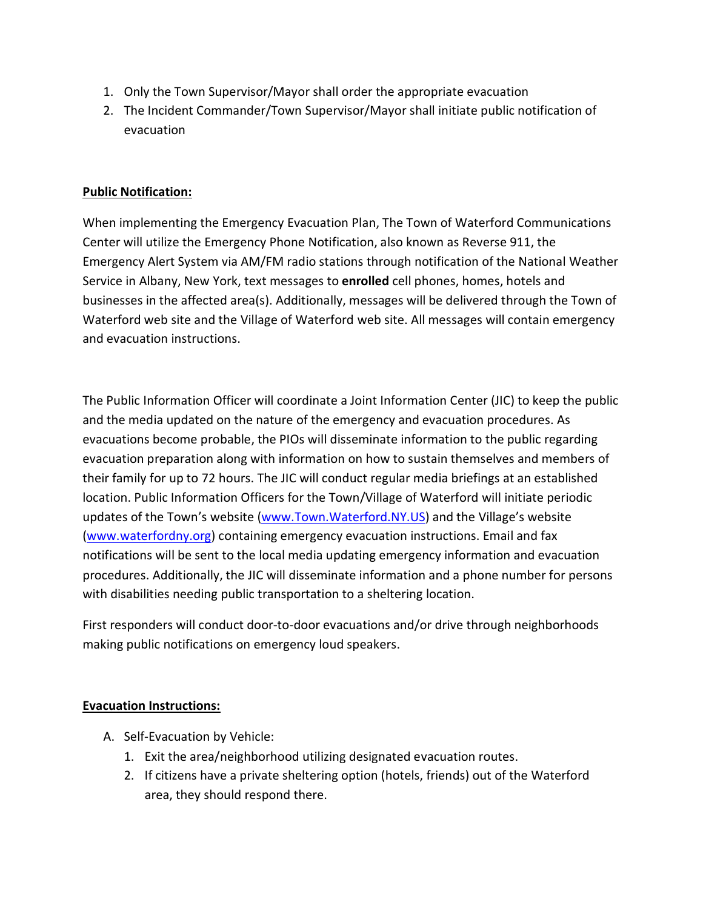1. Only the Town Supervisor/Mayor shall order the appropriate evacuation
2. The Incident Commander/Town Supervisor/Mayor shall initiate public notification of evacuation

**Public Notification:**

When implementing the Emergency Evacuation Plan, The Town of Waterford Communications Center will utilize the Emergency Phone Notification, also known as Reverse 911, the Emergency Alert System via AM/FM radio stations through notification of the National Weather Service in Albany, New York, text messages to **enrolled** cell phones, homes, hotels and businesses in the affected area(s). Additionally, messages will be delivered through the Town of Waterford web site and the Village of Waterford web site. All messages will contain emergency and evacuation instructions.

The Public Information Officer will coordinate a Joint Information Center (JIC) to keep the public and the media updated on the nature of the emergency and evacuation procedures. As evacuations become probable, the PIOs will disseminate information to the public regarding evacuation preparation along with information on how to sustain themselves and members of their family for up to 72 hours. The JIC will conduct regular media briefings at an established location. Public Information Officers for the Town/Village of Waterford will initiate periodic updates of the Town's website (www.Town.Waterford.NY.US) and the Village's website (www.waterfordny.org) containing emergency evacuation instructions. Email and fax notifications will be sent to the local media updating emergency information and evacuation procedures. Additionally, the JIC will disseminate information and a phone number for persons with disabilities needing public transportation to a sheltering location.

First responders will conduct door-to-door evacuations and/or drive through neighborhoods making public notifications on emergency loud speakers.

**Evacuation Instructions:**

A. Self-Evacuation by Vehicle:
   1. Exit the area/neighborhood utilizing designated evacuation routes.
   2. If citizens have a private sheltering option (hotels, friends) out of the Waterford area, they should respond there.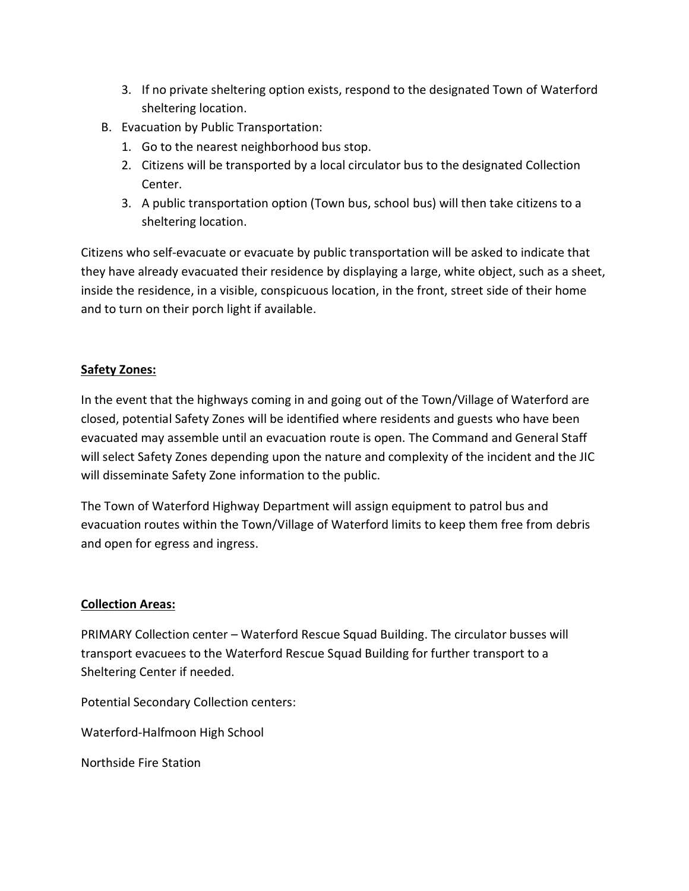3. If no private sheltering option exists, respond to the designated Town of Waterford sheltering location.

B. Evacuation by Public Transportation:
   1. Go to the nearest neighborhood bus stop.
   2. Citizens will be transported by a local circulator bus to the designated Collection Center.
   3. A public transportation option (Town bus, school bus) will then take citizens to a sheltering location.

Citizens who self-evacuate or evacuate by public transportation will be asked to indicate that they have already evacuated their residence by displaying a large, white object, such as a sheet, inside the residence, in a visible, conspicuous location, in the front, street side of their home and to turn on their porch light if available.

**Safety Zones:**

In the event that the highways coming in and going out of the Town/Village of Waterford are closed, potential Safety Zones will be identified where residents and guests who have been evacuated may assemble until an evacuation route is open. The Command and General Staff will select Safety Zones depending upon the nature and complexity of the incident and the JIC will disseminate Safety Zone information to the public.

The Town of Waterford Highway Department will assign equipment to patrol bus and evacuation routes within the Town/Village of Waterford limits to keep them free from debris and open for egress and ingress.

**Collection Areas:**

PRIMARY Collection center – Waterford Rescue Squad Building. The circulator busses will transport evacuees to the Waterford Rescue Squad Building for further transport to a Sheltering Center if needed.

Potential Secondary Collection centers:

Waterford-Halfmoon High School

Northside Fire Station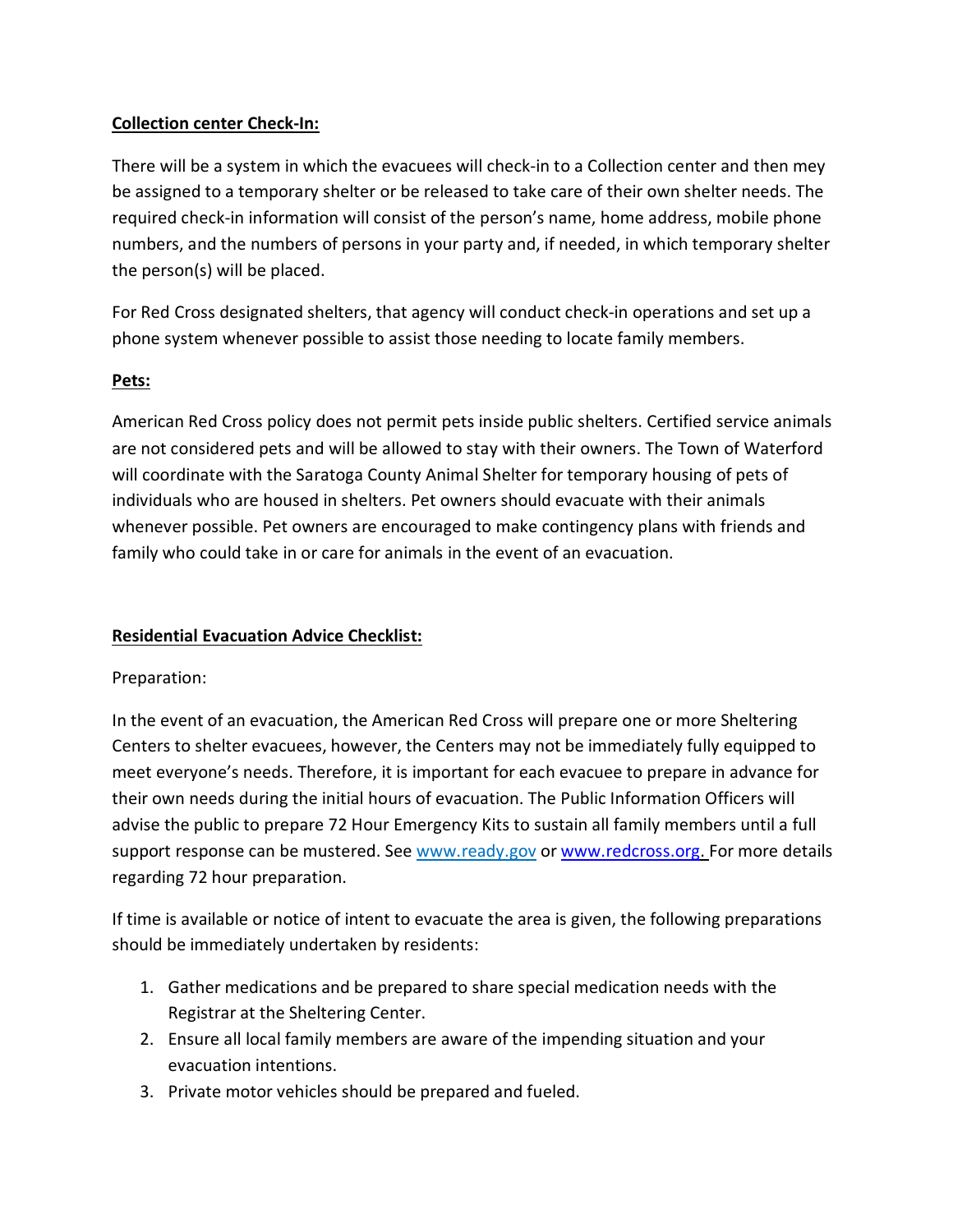**Collection center Check-In:**

There will be a system in which the evacuees will check-in to a Collection center and then mey be assigned to a temporary shelter or be released to take care of their own shelter needs. The required check-in information will consist of the person's name, home address, mobile phone numbers, and the numbers of persons in your party and, if needed, in which temporary shelter the person(s) will be placed.

For Red Cross designated shelters, that agency will conduct check-in operations and set up a phone system whenever possible to assist those needing to locate family members.

**Pets:**

American Red Cross policy does not permit pets inside public shelters. Certified service animals are not considered pets and will be allowed to stay with their owners. The Town of Waterford will coordinate with the Saratoga County Animal Shelter for temporary housing of pets of individuals who are housed in shelters. Pet owners should evacuate with their animals whenever possible. Pet owners are encouraged to make contingency plans with friends and family who could take in or care for animals in the event of an evacuation.

**Residential Evacuation Advice Checklist:**

Preparation:

In the event of an evacuation, the American Red Cross will prepare one or more Sheltering Centers to shelter evacuees, however, the Centers may not be immediately fully equipped to meet everyone's needs. Therefore, it is important for each evacuee to prepare in advance for their own needs during the initial hours of evacuation. The Public Information Officers will advise the public to prepare 72 Hour Emergency Kits to sustain all family members until a full support response can be mustered. See [www.ready.gov](http://www.ready.gov) or [www.redcross.org.](http://www.redcross.org) For more details regarding 72 hour preparation.

If time is available or notice of intent to evacuate the area is given, the following preparations should be immediately undertaken by residents:

1. Gather medications and be prepared to share special medication needs with the Registrar at the Sheltering Center.
2. Ensure all local family members are aware of the impending situation and your evacuation intentions.
3. Private motor vehicles should be prepared and fueled.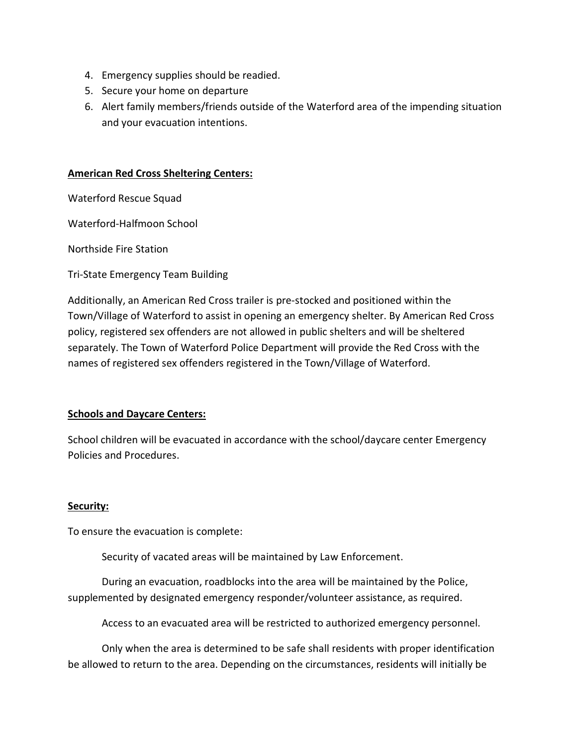4. Emergency supplies should be readied.
5. Secure your home on departure
6. Alert family members/friends outside of the Waterford area of the impending situation and your evacuation intentions.

**American Red Cross Sheltering Centers:**

Waterford Rescue Squad

Waterford-Halfmoon School

Northside Fire Station

Tri-State Emergency Team Building

Additionally, an American Red Cross trailer is pre-stocked and positioned within the Town/Village of Waterford to assist in opening an emergency shelter. By American Red Cross policy, registered sex offenders are not allowed in public shelters and will be sheltered separately. The Town of Waterford Police Department will provide the Red Cross with the names of registered sex offenders registered in the Town/Village of Waterford.

**Schools and Daycare Centers:**

School children will be evacuated in accordance with the school/daycare center Emergency Policies and Procedures.

**Security:**

To ensure the evacuation is complete:

Security of vacated areas will be maintained by Law Enforcement.

During an evacuation, roadblocks into the area will be maintained by the Police, supplemented by designated emergency responder/volunteer assistance, as required.

Access to an evacuated area will be restricted to authorized emergency personnel.

Only when the area is determined to be safe shall residents with proper identification be allowed to return to the area. Depending on the circumstances, residents will initially be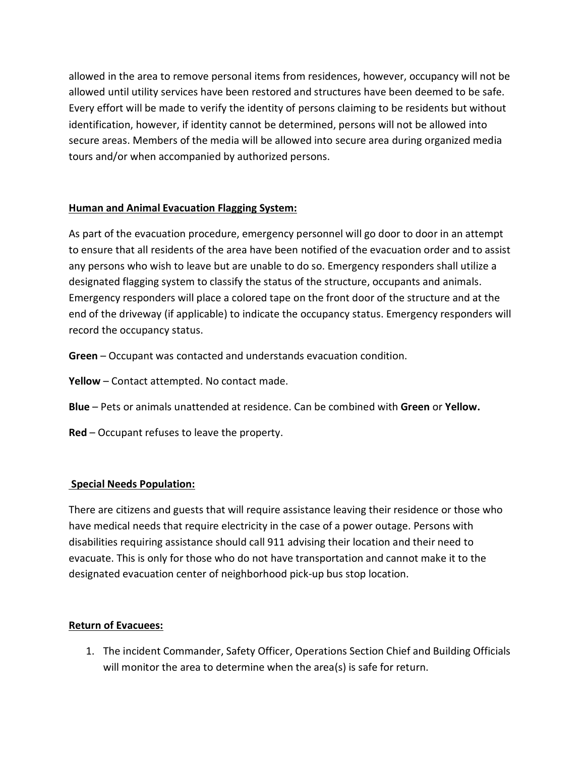allowed in the area to remove personal items from residences, however, occupancy will not be allowed until utility services have been restored and structures have been deemed to be safe. Every effort will be made to verify the identity of persons claiming to be residents but without identification, however, if identity cannot be determined, persons will not be allowed into secure areas. Members of the media will be allowed into secure area during organized media tours and/or when accompanied by authorized persons.

**Human and Animal Evacuation Flagging System:**

As part of the evacuation procedure, emergency personnel will go door to door in an attempt to ensure that all residents of the area have been notified of the evacuation order and to assist any persons who wish to leave but are unable to do so. Emergency responders shall utilize a designated flagging system to classify the status of the structure, occupants and animals. Emergency responders will place a colored tape on the front door of the structure and at the end of the driveway (if applicable) to indicate the occupancy status. Emergency responders will record the occupancy status.

**Green** – Occupant was contacted and understands evacuation condition.

**Yellow** – Contact attempted. No contact made.

**Blue** – Pets or animals unattended at residence. Can be combined with **Green** or **Yellow.**

**Red** – Occupant refuses to leave the property.

**Special Needs Population:**

There are citizens and guests that will require assistance leaving their residence or those who have medical needs that require electricity in the case of a power outage. Persons with disabilities requiring assistance should call 911 advising their location and their need to evacuate. This is only for those who do not have transportation and cannot make it to the designated evacuation center of neighborhood pick-up bus stop location.

**Return of Evacuees:**

1. The incident Commander, Safety Officer, Operations Section Chief and Building Officials will monitor the area to determine when the area(s) is safe for return.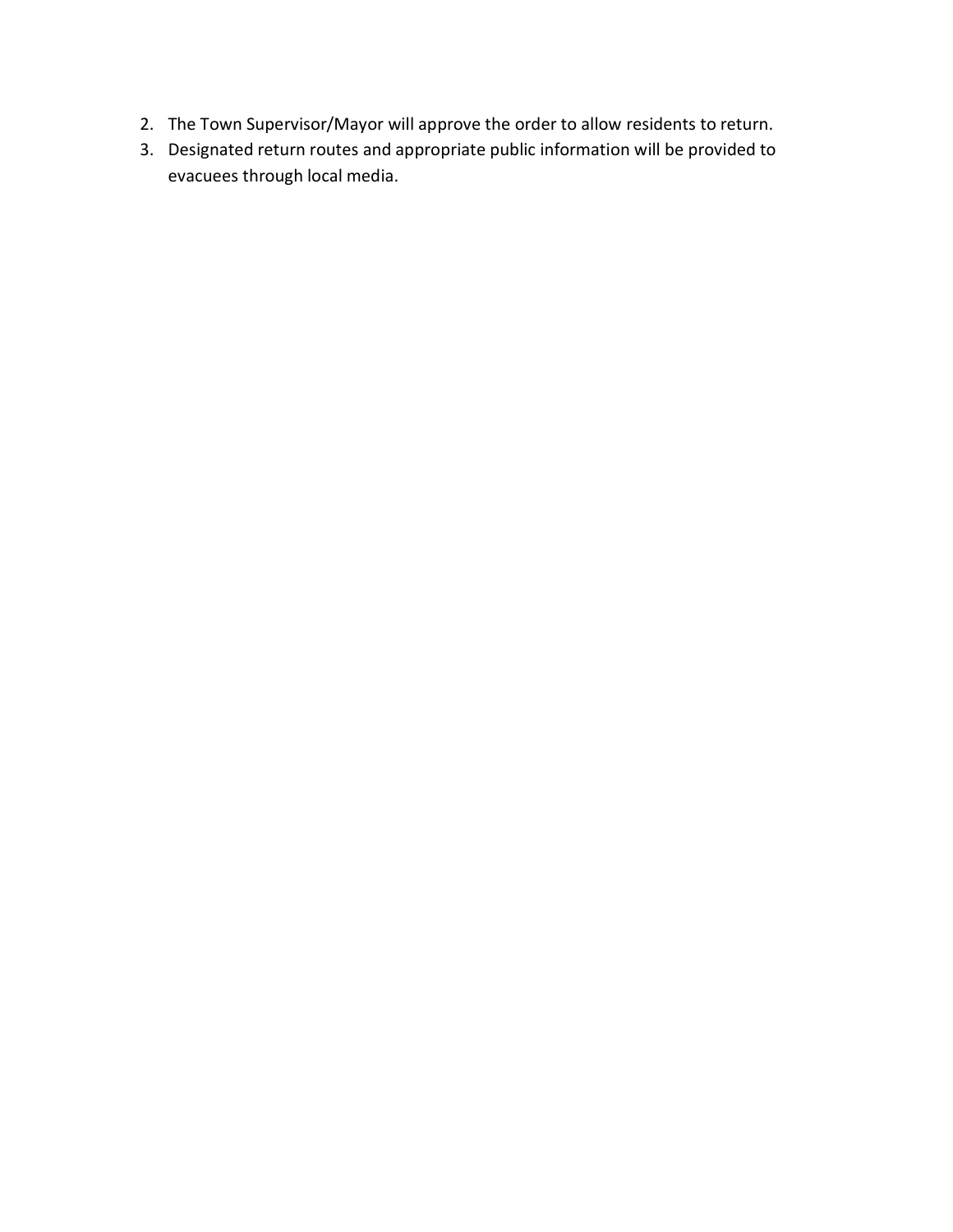2. The Town Supervisor/Mayor will approve the order to allow residents to return.
3. Designated return routes and appropriate public information will be provided to evacuees through local media.